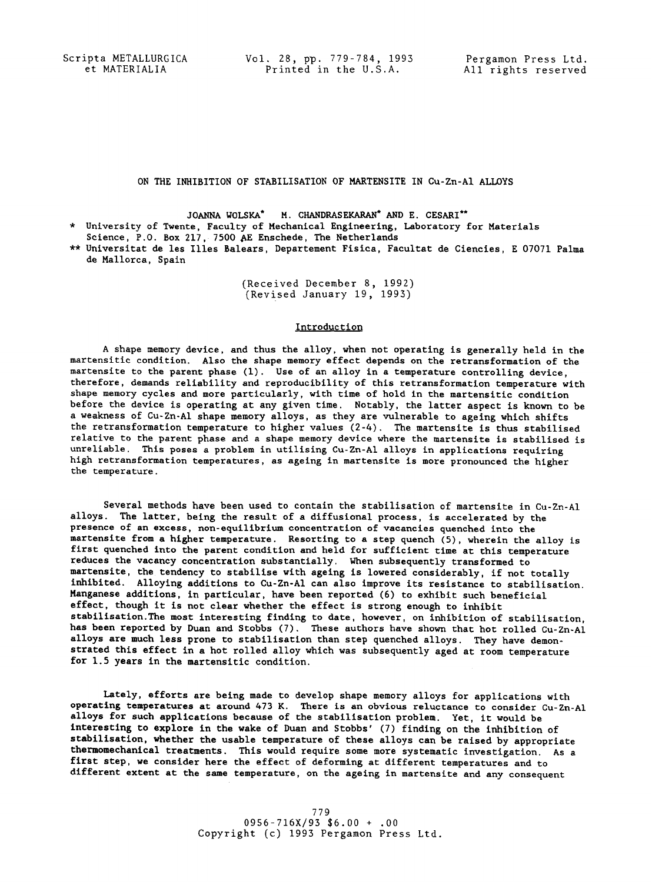# ON THE INHIBITION OF STABILISATION OF MARTENSITE IN Cu-Zn-Al ALLOYS

JOANNA WOLSKA* M. CHANDRASEKARAN* AND E. CESARI**

\* University of Twente, Faculty of Mechanical Engineering, Laboratory for Materials Science, P.O. Box 217, 7500 AE Enschede, The Netherlands

\*\* Universitat de les Illes Balears, Departement Fisica, Facultat de Ciencies, E 07071 Palma de Mallorca, Spain

(Received December 8, 1992)
(Revised January 19, 1993)

## Introduction

A shape memory device, and thus the alloy, when not operating is generally held in the martensitic condition. Also the shape memory effect depends on the retransformation of the martensite to the parent phase (1). Use of an alloy in a temperature controlling device, therefore, demands reliability and reproducibility of this retransformation temperature with shape memory cycles and more particularly, with time of hold in the martensitic condition before the device is operating at any given time. Notably, the latter aspect is known to be a weakness of Cu-Zn-Al shape memory alloys, as they are vulnerable to ageing which shifts the retransformation temperature to higher values (2-4). The martensite is thus stabilised relative to the parent phase and a shape memory device where the martensite is stabilised is unreliable. This poses a problem in utilising Cu-Zn-Al alloys in applications requiring high retransformation temperatures, as ageing in martensite is more pronounced the higher the temperature.

Several methods have been used to contain the stabilisation of martensite in Cu-Zn-Al alloys. The latter, being the result of a diffusional process, is accelerated by the presence of an excess, non-equilibrium concentration of vacancies quenched into the martensite from a higher temperature. Resorting to a step quench (5), wherein the alloy is first quenched into the parent condition and held for sufficient time at this temperature reduces the vacancy concentration substantially. When subsequently transformed to martensite, the tendency to stabilise with ageing is lowered considerably, if not totally inhibited. Alloying additions to Cu-Zn-Al can also improve its resistance to stabilisation. Manganese additions, in particular, have been reported (6) to exhibit such beneficial effect, though it is not clear whether the effect is strong enough to inhibit stabilisation.The most interesting finding to date, however, on inhibition of stabilisation, has been reported by Duan and Stobbs (7). These authors have shown that hot rolled Cu-Zn-Al alloys are much less prone to stabilisation than step quenched alloys. They have demonstrated this effect in a hot rolled alloy which was subsequently aged at room temperature for 1.5 years in the martensitic condition.

Lately, efforts are being made to develop shape memory alloys for applications with operating temperatures at around 473 K. There is an obvious reluctance to consider Cu-Zn-Al alloys for such applications because of the stabilisation problem. Yet, it would be interesting to explore in the wake of Duan and Stobbs' (7) finding on the inhibition of stabilisation, whether the usable temperature of these alloys can be raised by appropriate thermomechanical treatments. This would require some more systematic investigation. As a first step, we consider here the effect of deforming at different temperatures and to different extent at the same temperature, on the ageing in martensite and any consequent

0956-716X/93 $6.00 + .00
Copyright (c) 1993 Pergamon Press Ltd.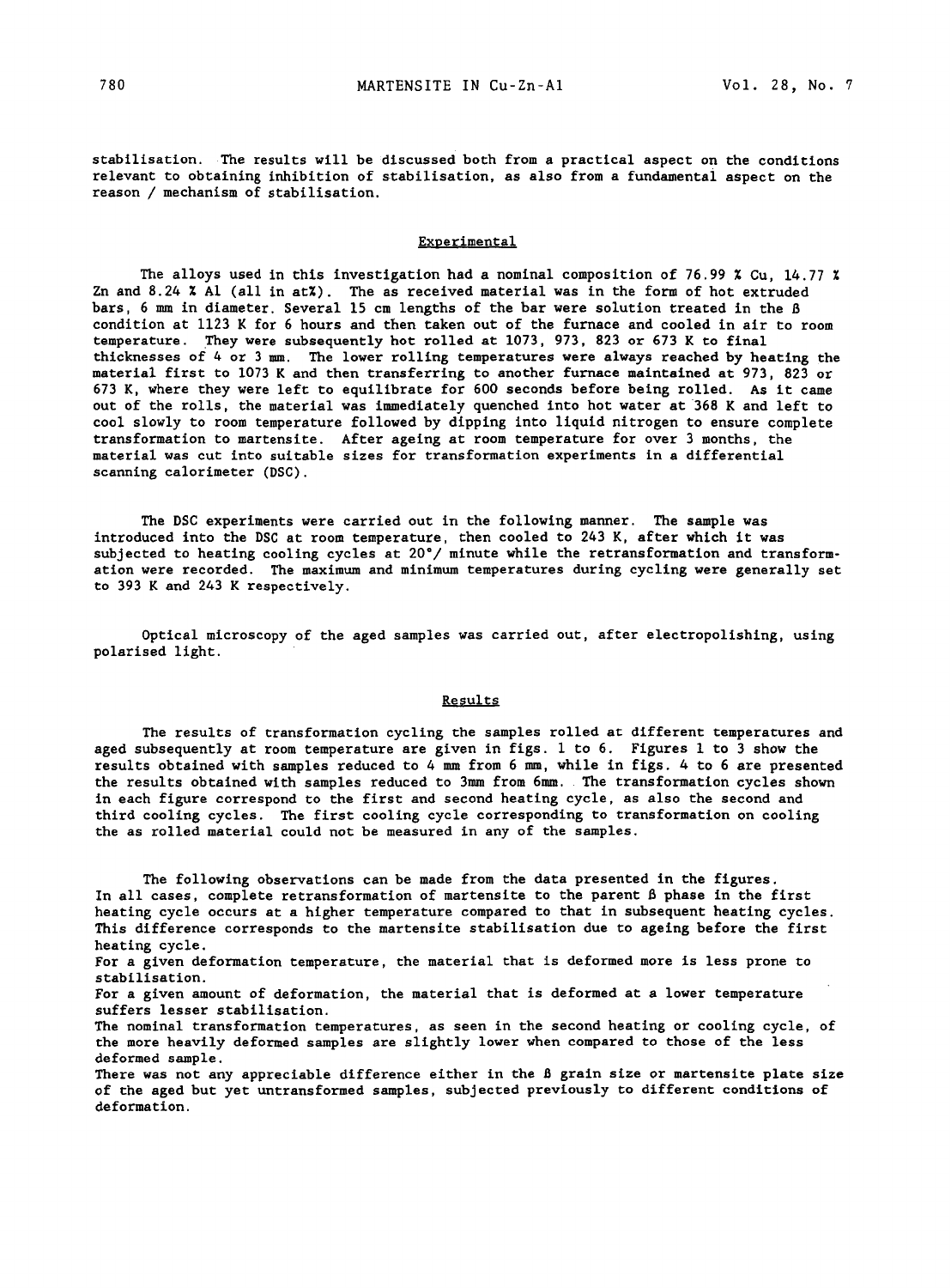stabilisation. The results will be discussed both from a practical aspect on the conditions relevant to obtaining inhibition of stabilisation, as also from a fundamental aspect on the reason / mechanism of stabilisation.

## Experimental

The alloys used in this investigation had a nominal composition of 76.99 % Cu, 14.77 % Zn and 8.24 % Al (all in at%). The as received material was in the form of hot extruded bars, 6 mm in diameter. Several 15 cm lengths of the bar were solution treated in the β condition at 1123 K for 6 hours and then taken out of the furnace and cooled in air to room temperature. They were subsequently hot rolled at 1073, 973, 823 or 673 K to final thicknesses of 4 or 3 mm. The lower rolling temperatures were always reached by heating the material first to 1073 K and then transferring to another furnace maintained at 973, 823 or 673 K, where they were left to equilibrate for 600 seconds before being rolled. As it came out of the rolls, the material was immediately quenched into hot water at 368 K and left to cool slowly to room temperature followed by dipping into liquid nitrogen to ensure complete transformation to martensite. After ageing at room temperature for over 3 months, the material was cut into suitable sizes for transformation experiments in a differential scanning calorimeter (DSC).

The DSC experiments were carried out in the following manner. The sample was introduced into the DSC at room temperature, then cooled to 243 K, after which it was subjected to heating cooling cycles at 20°/ minute while the retransformation and transformation were recorded. The maximum and minimum temperatures during cycling were generally set to 393 K and 243 K respectively.

Optical microscopy of the aged samples was carried out, after electropolishing, using polarised light.

## Results

The results of transformation cycling the samples rolled at different temperatures and aged subsequently at room temperature are given in figs. 1 to 6. Figures 1 to 3 show the results obtained with samples reduced to 4 mm from 6 mm, while in figs. 4 to 6 are presented the results obtained with samples reduced to 3mm from 6mm. The transformation cycles shown in each figure correspond to the first and second heating cycle, as also the second and third cooling cycles. The first cooling cycle corresponding to transformation on cooling the as rolled material could not be measured in any of the samples.

The following observations can be made from the data presented in the figures.
In all cases, complete retransformation of martensite to the parent β phase in the first heating cycle occurs at a higher temperature compared to that in subsequent heating cycles. This difference corresponds to the martensite stabilisation due to ageing before the first heating cycle.
For a given deformation temperature, the material that is deformed more is less prone to stabilisation.
For a given amount of deformation, the material that is deformed at a lower temperature suffers lesser stabilisation.
The nominal transformation temperatures, as seen in the second heating or cooling cycle, of the more heavily deformed samples are slightly lower when compared to those of the less deformed sample.
There was not any appreciable difference either in the β grain size or martensite plate size of the aged but yet untransformed samples, subjected previously to different conditions of deformation.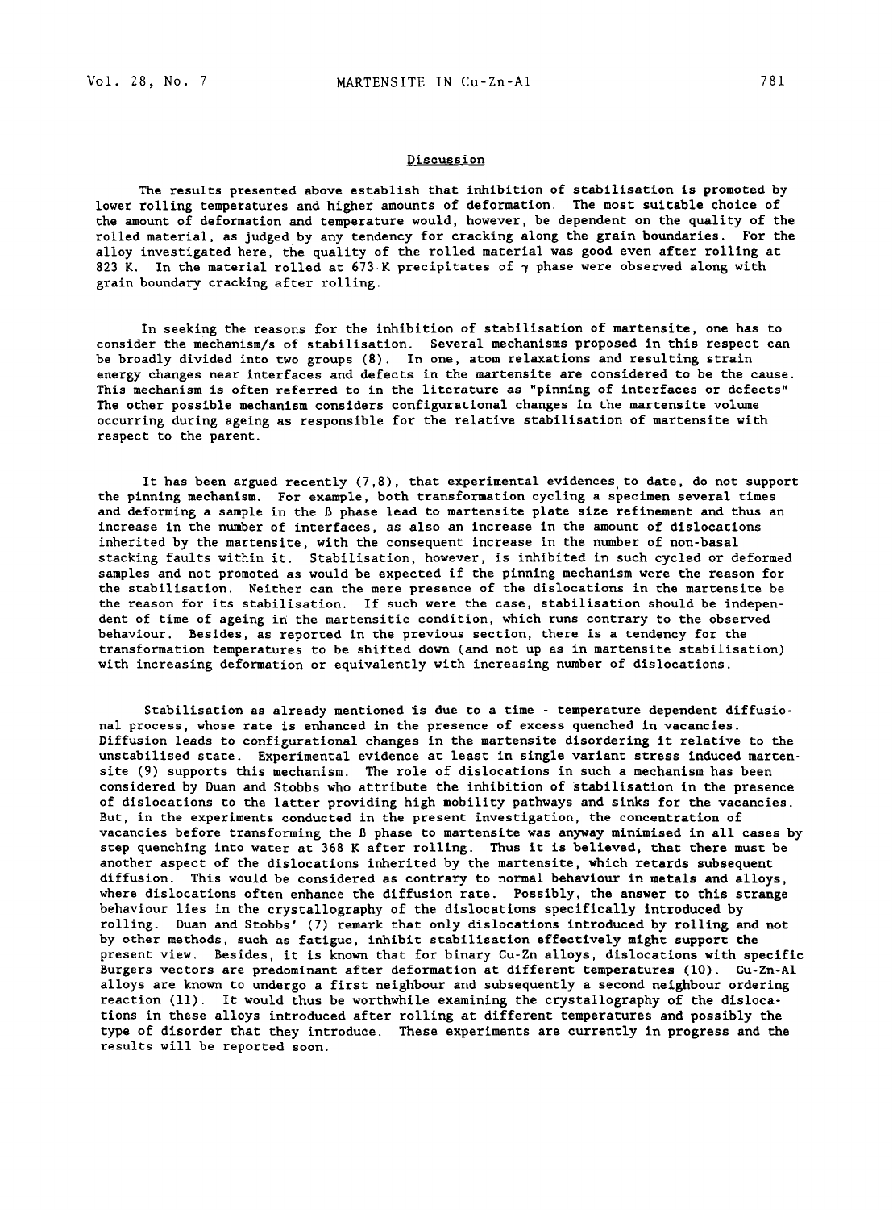## Discussion

The results presented above establish that inhibition of stabilisation is promoted by lower rolling temperatures and higher amounts of deformation. The most suitable choice of the amount of deformation and temperature would, however, be dependent on the quality of the rolled material, as judged by any tendency for cracking along the grain boundaries. For the alloy investigated here, the quality of the rolled material was good even after rolling at 823 K. In the material rolled at 673 K precipitates of $\gamma$ phase were observed along with grain boundary cracking after rolling.

In seeking the reasons for the inhibition of stabilisation of martensite, one has to consider the mechanism/s of stabilisation. Several mechanisms proposed in this respect can be broadly divided into two groups (8). In one, atom relaxations and resulting strain energy changes near interfaces and defects in the martensite are considered to be the cause. This mechanism is often referred to in the literature as "pinning of interfaces or defects" The other possible mechanism considers configurational changes in the martensite volume occurring during ageing as responsible for the relative stabilisation of martensite with respect to the parent.

It has been argued recently (7,8), that experimental evidences to date, do not support the pinning mechanism. For example, both transformation cycling a specimen several times and deforming a sample in the $\beta$ phase lead to martensite plate size refinement and thus an increase in the number of interfaces, as also an increase in the amount of dislocations inherited by the martensite, with the consequent increase in the number of non-basal stacking faults within it. Stabilisation, however, is inhibited in such cycled or deformed samples and not promoted as would be expected if the pinning mechanism were the reason for the stabilisation. Neither can the mere presence of the dislocations in the martensite be the reason for its stabilisation. If such were the case, stabilisation should be independent of time of ageing in the martensitic condition, which runs contrary to the observed behaviour. Besides, as reported in the previous section, there is a tendency for the transformation temperatures to be shifted down (and not up as in martensite stabilisation) with increasing deformation or equivalently with increasing number of dislocations.

Stabilisation as already mentioned is due to a time - temperature dependent diffusional process, whose rate is enhanced in the presence of excess quenched in vacancies. Diffusion leads to configurational changes in the martensite disordering it relative to the unstabilised state. Experimental evidence at least in single variant stress induced martensite (9) supports this mechanism. The role of dislocations in such a mechanism has been considered by Duan and Stobbs who attribute the inhibition of stabilisation in the presence of dislocations to the latter providing high mobility pathways and sinks for the vacancies. But, in the experiments conducted in the present investigation, the concentration of vacancies before transforming the $\beta$ phase to martensite was anyway minimised in all cases by step quenching into water at 368 K after rolling. Thus it is believed, that there must be another aspect of the dislocations inherited by the martensite, which retards subsequent diffusion. This would be considered as contrary to normal behaviour in metals and alloys, where dislocations often enhance the diffusion rate. Possibly, the answer to this strange behaviour lies in the crystallography of the dislocations specifically introduced by rolling. Duan and Stobbs' (7) remark that only dislocations introduced by rolling and not by other methods, such as fatigue, inhibit stabilisation effectively might support the present view. Besides, it is known that for binary Cu-Zn alloys, dislocations with specific Burgers vectors are predominant after deformation at different temperatures (10). Cu-Zn-Al alloys are known to undergo a first neighbour and subsequently a second neighbour ordering reaction (11). It would thus be worthwhile examining the crystallography of the dislocations in these alloys introduced after rolling at different temperatures and possibly the type of disorder that they introduce. These experiments are currently in progress and the results will be reported soon.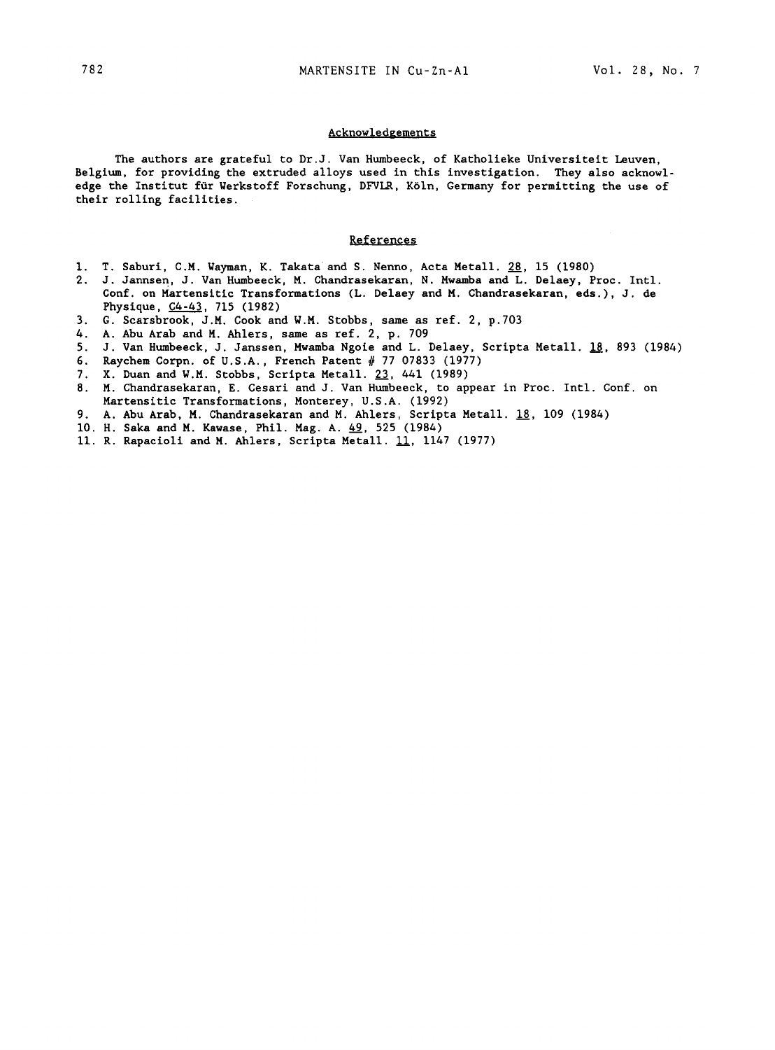## Acknowledgements

The authors are grateful to Dr.J. Van Humbeeck, of Katholieke Universiteit Leuven, Belgium, for providing the extruded alloys used in this investigation. They also acknowledge the Institut für Werkstoff Forschung, DFVLR, Köln, Germany for permitting the use of their rolling facilities.

## References

1. T. Saburi, C.M. Wayman, K. Takata and S. Nenno, Acta Metall. 28, 15 (1980)
2. J. Jannsen, J. Van Humbeeck, M. Chandrasekaran, N. Mwamba and L. Delaey, Proc. Intl. Conf. on Martensitic Transformations (L. Delaey and M. Chandrasekaran, eds.), J. de Physique, C4-43, 715 (1982)
3. G. Scarsbrook, J.M. Cook and W.M. Stobbs, same as ref. 2, p.703
4. A. Abu Arab and M. Ahlers, same as ref. 2, p. 709
5. J. Van Humbeeck, J. Janssen, Mwamba Ngoie and L. Delaey, Scripta Metall. 18, 893 (1984)
6. Raychem Corpn. of U.S.A., French Patent # 77 07833 (1977)
7. X. Duan and W.M. Stobbs, Scripta Metall. 23, 441 (1989)
8. M. Chandrasekaran, E. Cesari and J. Van Humbeeck, to appear in Proc. Intl. Conf. on Martensitic Transformations, Monterey, U.S.A. (1992)
9. A. Abu Arab, M. Chandrasekaran and M. Ahlers, Scripta Metall. 18, 109 (1984)
10. H. Saka and M. Kawase, Phil. Mag. A. 49, 525 (1984)
11. R. Rapacioli and M. Ahlers, Scripta Metall. 11, 1147 (1977)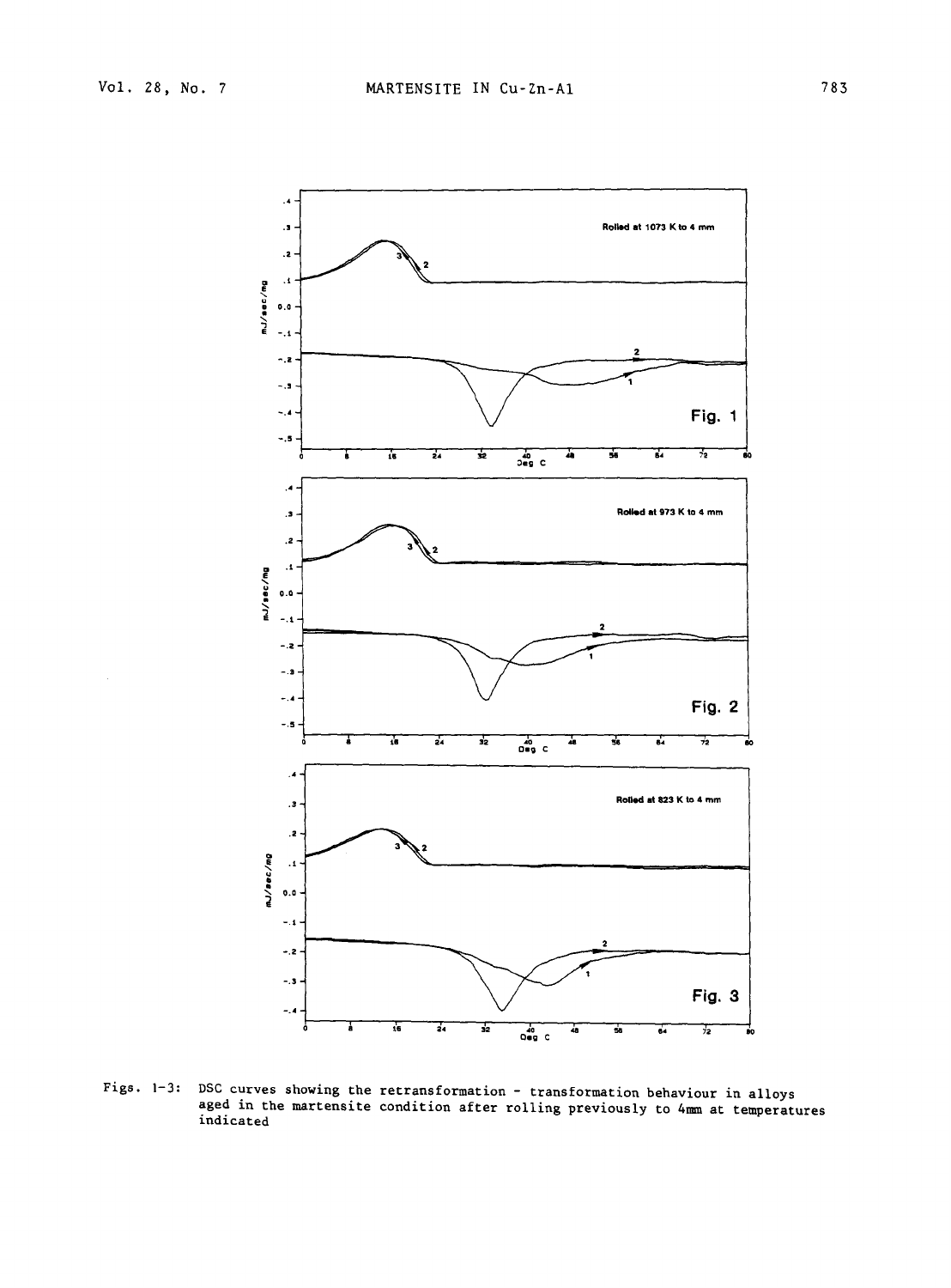Figs. 1-3: DSC curves showing the retransformation - transformation behaviour in alloys aged in the martensite condition after rolling previously to 4mm at temperatures indicated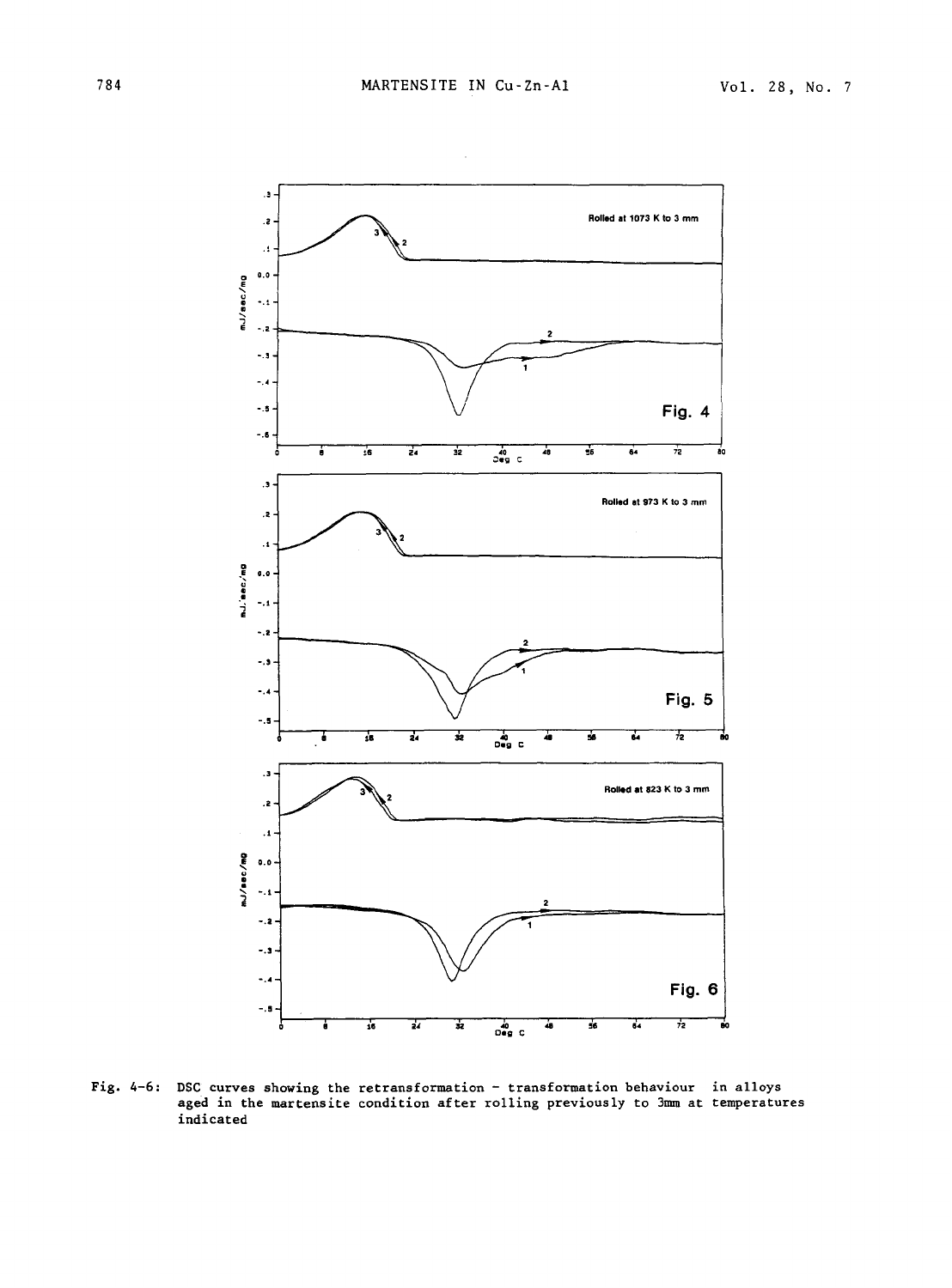.3

.2

.1

0.0

-.1

-.2

-.3

-.4

-.5

-.6

mJ/sec/mg

Rolled at 1073 K to 3 mm

3

2

2

1

Fig. 4

0 8 16 24 32 40 48 56 64 72 80

Deg C

.3

.2

.1

0.0

-.1

-.2

-.3

-.4

-.5

mJ/sec/mg

Rolled at 973 K to 3 mm

3

2

2

1

Fig. 5

0 8 16 24 32 40 48 56 64 72 80

Deg C

.3

.2

.1

0.0

-.1

-.2

-.3

-.4

-.5

mJ/sec/mg

Rolled at 823 K to 3 mm

3

2

2

1

Fig. 6

0 8 16 24 32 40 48 56 64 72 80

Deg C

Fig. 4-6: DSC curves showing the retransformation - transformation behaviour in alloys aged in the martensite condition after rolling previously to 3mm at temperatures indicated